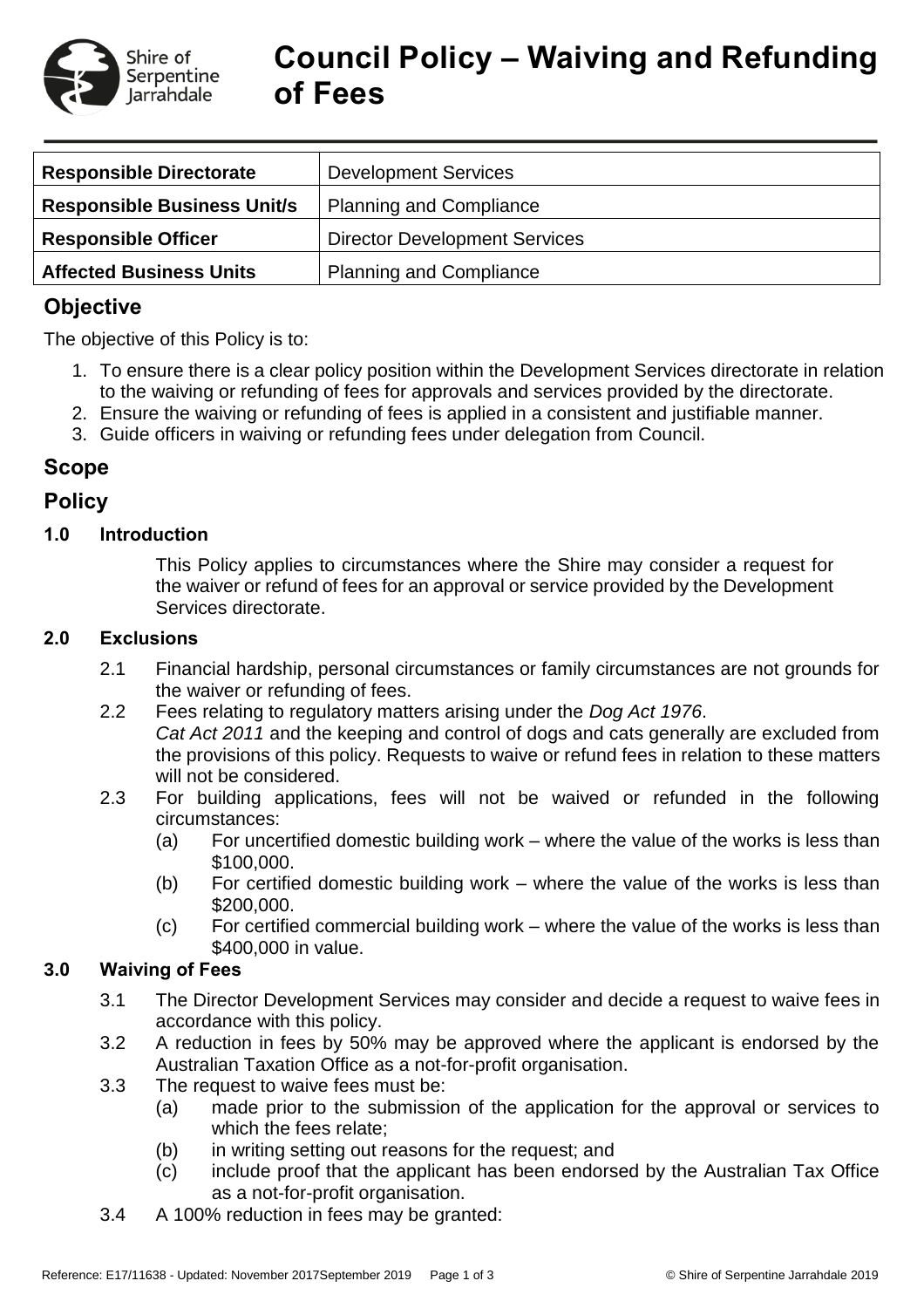# Council Policy – Waiving and Refunding of Fees

| | |
|---|---|
| **Responsible Directorate** | Development Services |
| **Responsible Business Unit/s** | Planning and Compliance |
| **Responsible Officer** | Director Development Services |
| **Affected Business Units** | Planning and Compliance |

## Objective

The objective of this Policy is to:

1. To ensure there is a clear policy position within the Development Services directorate in relation to the waiving or refunding of fees for approvals and services provided by the directorate.
2. Ensure the waiving or refunding of fees is applied in a consistent and justifiable manner.
3. Guide officers in waiving or refunding fees under delegation from Council.

## Scope

## Policy

### 1.0 Introduction

This Policy applies to circumstances where the Shire may consider a request for the waiver or refund of fees for an approval or service provided by the Development Services directorate.

### 2.0 Exclusions

2.1 Financial hardship, personal circumstances or family circumstances are not grounds for the waiver or refunding of fees.

2.2 Fees relating to regulatory matters arising under the *Dog Act 1976*.
*Cat Act 2011* and the keeping and control of dogs and cats generally are excluded from the provisions of this policy. Requests to waive or refund fees in relation to these matters will not be considered.

2.3 For building applications, fees will not be waived or refunded in the following circumstances:

(a) For uncertified domestic building work – where the value of the works is less than $100,000.

(b) For certified domestic building work – where the value of the works is less than $200,000.

(c) For certified commercial building work – where the value of the works is less than $400,000 in value.

### 3.0 Waiving of Fees

3.1 The Director Development Services may consider and decide a request to waive fees in accordance with this policy.

3.2 A reduction in fees by 50% may be approved where the applicant is endorsed by the Australian Taxation Office as a not-for-profit organisation.

3.3 The request to waive fees must be:

(a) made prior to the submission of the application for the approval or services to which the fees relate;

(b) in writing setting out reasons for the request; and

(c) include proof that the applicant has been endorsed by the Australian Tax Office as a not-for-profit organisation.

3.4 A 100% reduction in fees may be granted: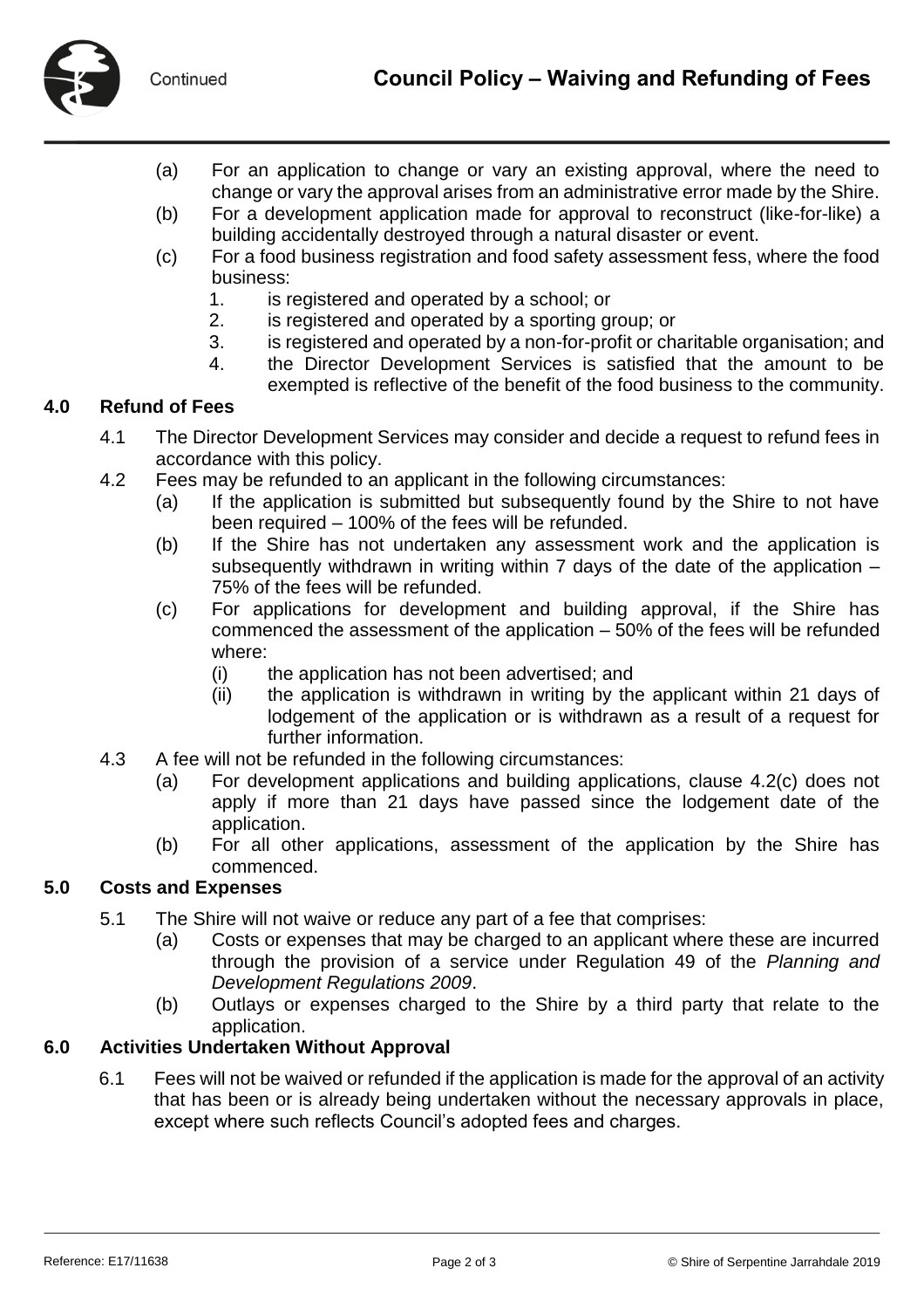(a) For an application to change or vary an existing approval, where the need to change or vary the approval arises from an administrative error made by the Shire.

(b) For a development application made for approval to reconstruct (like-for-like) a building accidentally destroyed through a natural disaster or event.

(c) For a food business registration and food safety assessment fess, where the food business:

1. is registered and operated by a school; or
2. is registered and operated by a sporting group; or
3. is registered and operated by a non-for-profit or charitable organisation; and
4. the Director Development Services is satisfied that the amount to be exempted is reflective of the benefit of the food business to the community.

## 4.0 Refund of Fees

4.1 The Director Development Services may consider and decide a request to refund fees in accordance with this policy.

4.2 Fees may be refunded to an applicant in the following circumstances:

(a) If the application is submitted but subsequently found by the Shire to not have been required – 100% of the fees will be refunded.

(b) If the Shire has not undertaken any assessment work and the application is subsequently withdrawn in writing within 7 days of the date of the application – 75% of the fees will be refunded.

(c) For applications for development and building approval, if the Shire has commenced the assessment of the application – 50% of the fees will be refunded where:

(i) the application has not been advertised; and

(ii) the application is withdrawn in writing by the applicant within 21 days of lodgement of the application or is withdrawn as a result of a request for further information.

4.3 A fee will not be refunded in the following circumstances:

(a) For development applications and building applications, clause 4.2(c) does not apply if more than 21 days have passed since the lodgement date of the application.

(b) For all other applications, assessment of the application by the Shire has commenced.

## 5.0 Costs and Expenses

5.1 The Shire will not waive or reduce any part of a fee that comprises:

(a) Costs or expenses that may be charged to an applicant where these are incurred through the provision of a service under Regulation 49 of the *Planning and Development Regulations 2009*.

(b) Outlays or expenses charged to the Shire by a third party that relate to the application.

## 6.0 Activities Undertaken Without Approval

6.1 Fees will not be waived or refunded if the application is made for the approval of an activity that has been or is already being undertaken without the necessary approvals in place, except where such reflects Council's adopted fees and charges.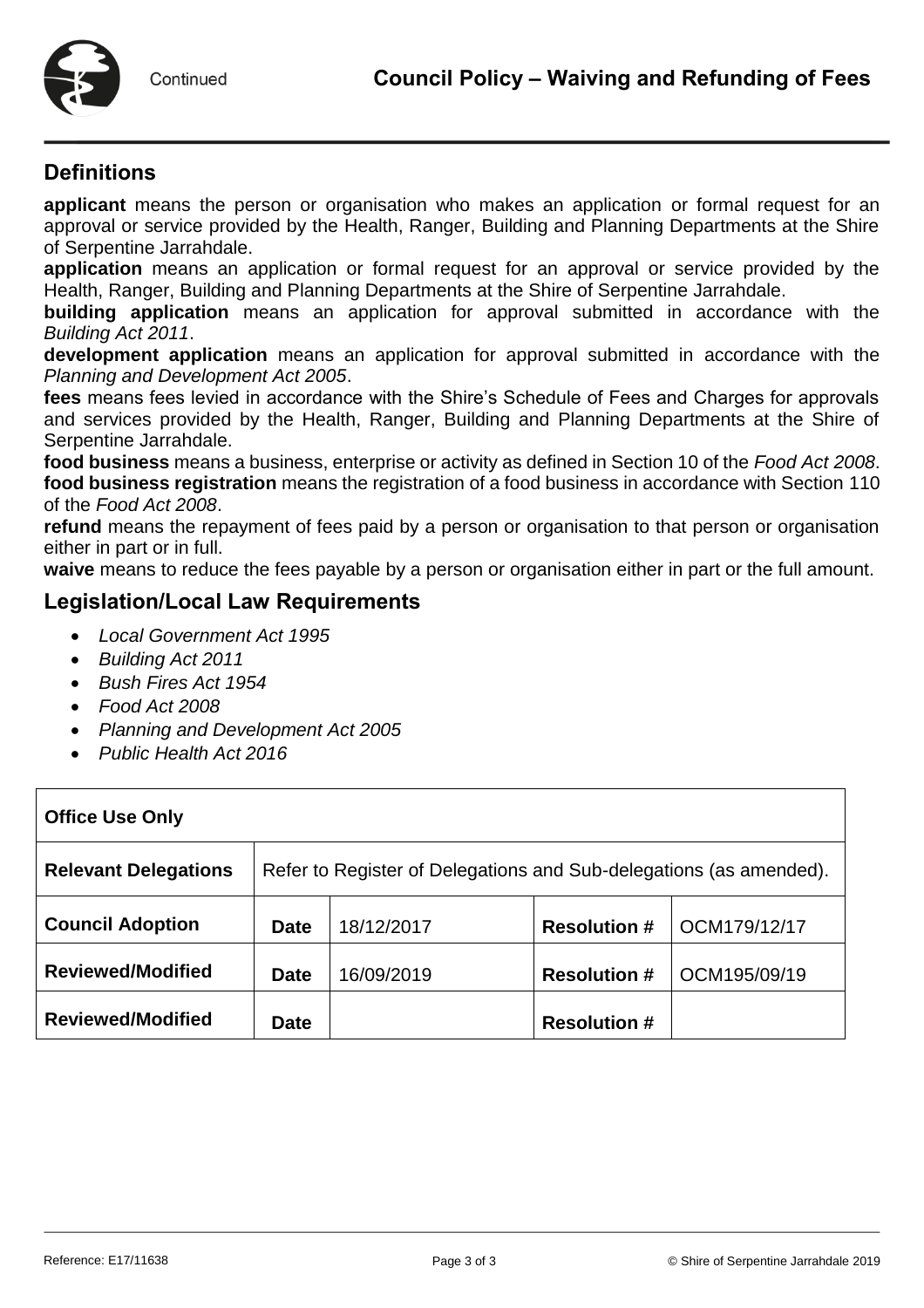## Definitions

**applicant** means the person or organisation who makes an application or formal request for an approval or service provided by the Health, Ranger, Building and Planning Departments at the Shire of Serpentine Jarrahdale.

**application** means an application or formal request for an approval or service provided by the Health, Ranger, Building and Planning Departments at the Shire of Serpentine Jarrahdale.

**building application** means an application for approval submitted in accordance with the *Building Act 2011*.

**development application** means an application for approval submitted in accordance with the *Planning and Development Act 2005*.

**fees** means fees levied in accordance with the Shire's Schedule of Fees and Charges for approvals and services provided by the Health, Ranger, Building and Planning Departments at the Shire of Serpentine Jarrahdale.

**food business** means a business, enterprise or activity as defined in Section 10 of the *Food Act 2008*.

**food business registration** means the registration of a food business in accordance with Section 110 of the *Food Act 2008*.

**refund** means the repayment of fees paid by a person or organisation to that person or organisation either in part or in full.

**waive** means to reduce the fees payable by a person or organisation either in part or the full amount.

## Legislation/Local Law Requirements

- *Local Government Act 1995*
- *Building Act 2011*
- *Bush Fires Act 1954*
- *Food Act 2008*
- *Planning and Development Act 2005*
- *Public Health Act 2016*

| **Office Use Only** | | | | |
|---|---|---|---|---|
| **Relevant Delegations** | Refer to Register of Delegations and Sub-delegations (as amended). | | | |
| **Council Adoption** | **Date** | 18/12/2017 | **Resolution #** | OCM179/12/17 |
| **Reviewed/Modified** | **Date** | 16/09/2019 | **Resolution #** | OCM195/09/19 |
| **Reviewed/Modified** | **Date** | | **Resolution #** | |

Reference: E17/11638

© Shire of Serpentine Jarrahdale 2019